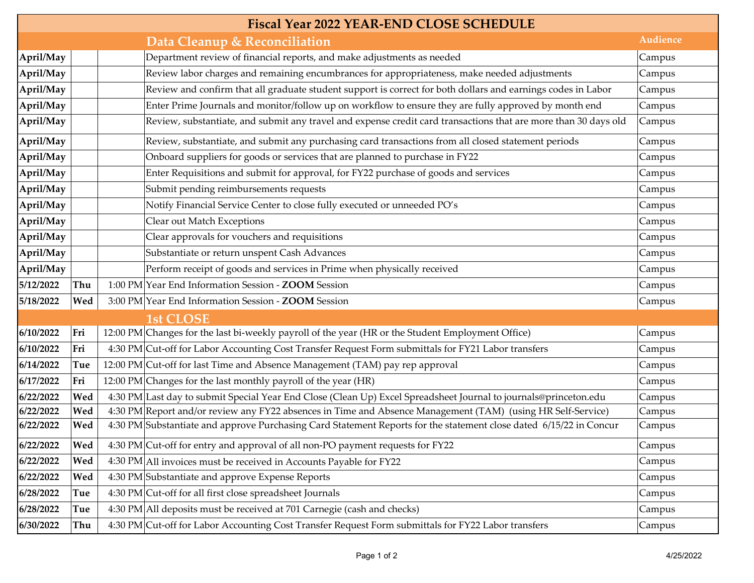# Fiscal Year 2022 YEAR-END CLOSE SCHEDULE

| | | | Data Cleanup & Reconciliation | Audience |
|---|---|---|---|---|
| **April/May** | | | Department review of financial reports, and make adjustments as needed | Campus |
| **April/May** | | | Review labor charges and remaining encumbrances for appropriateness, make needed adjustments | Campus |
| **April/May** | | | Review and confirm that all graduate student support is correct for both dollars and earnings codes in Labor | Campus |
| **April/May** | | | Enter Prime Journals and monitor/follow up on workflow to ensure they are fully approved by month end | Campus |
| **April/May** | | | Review, substantiate, and submit any travel and expense credit card transactions that are more than 30 days old | Campus |
| **April/May** | | | Review, substantiate, and submit any purchasing card transactions from all closed statement periods | Campus |
| **April/May** | | | Onboard suppliers for goods or services that are planned to purchase in FY22 | Campus |
| **April/May** | | | Enter Requisitions and submit for approval, for FY22 purchase of goods and services | Campus |
| **April/May** | | | Submit pending reimbursements requests | Campus |
| **April/May** | | | Notify Financial Service Center to close fully executed or unneeded PO's | Campus |
| **April/May** | | | Clear out Match Exceptions | Campus |
| **April/May** | | | Clear approvals for vouchers and requisitions | Campus |
| **April/May** | | | Substantiate or return unspent Cash Advances | Campus |
| **April/May** | | | Perform receipt of goods and services in Prime when physically received | Campus |
| **5/12/2022** | **Thu** | 1:00 PM | Year End Information Session - **ZOOM** Session | Campus |
| **5/18/2022** | **Wed** | 3:00 PM | Year End Information Session - **ZOOM** Session | Campus |
| | | | **1st CLOSE** | |
| **6/10/2022** | **Fri** | 12:00 PM | Changes for the last bi-weekly payroll of the year (HR or the Student Employment Office) | Campus |
| **6/10/2022** | **Fri** | 4:30 PM | Cut-off for Labor Accounting Cost Transfer Request Form submittals for FY21 Labor transfers | Campus |
| **6/14/2022** | **Tue** | 12:00 PM | Cut-off for last Time and Absence Management (TAM) pay rep approval | Campus |
| **6/17/2022** | **Fri** | 12:00 PM | Changes for the last monthly payroll of the year (HR) | Campus |
| **6/22/2022** | **Wed** | 4:30 PM | Last day to submit Special Year End Close (Clean Up) Excel Spreadsheet Journal to journals@princeton.edu | Campus |
| **6/22/2022** | **Wed** | 4:30 PM | Report and/or review any FY22 absences in Time and Absence Management (TAM) (using HR Self-Service) | Campus |
| **6/22/2022** | **Wed** | 4:30 PM | Substantiate and approve Purchasing Card Statement Reports for the statement close dated 6/15/22 in Concur | Campus |
| **6/22/2022** | **Wed** | 4:30 PM | Cut-off for entry and approval of all non-PO payment requests for FY22 | Campus |
| **6/22/2022** | **Wed** | 4:30 PM | All invoices must be received in Accounts Payable for FY22 | Campus |
| **6/22/2022** | **Wed** | 4:30 PM | Substantiate and approve Expense Reports | Campus |
| **6/28/2022** | **Tue** | 4:30 PM | Cut-off for all first close spreadsheet Journals | Campus |
| **6/28/2022** | **Tue** | 4:30 PM | All deposits must be received at 701 Carnegie (cash and checks) | Campus |
| **6/30/2022** | **Thu** | 4:30 PM | Cut-off for Labor Accounting Cost Transfer Request Form submittals for FY22 Labor transfers | Campus |

4/25/2022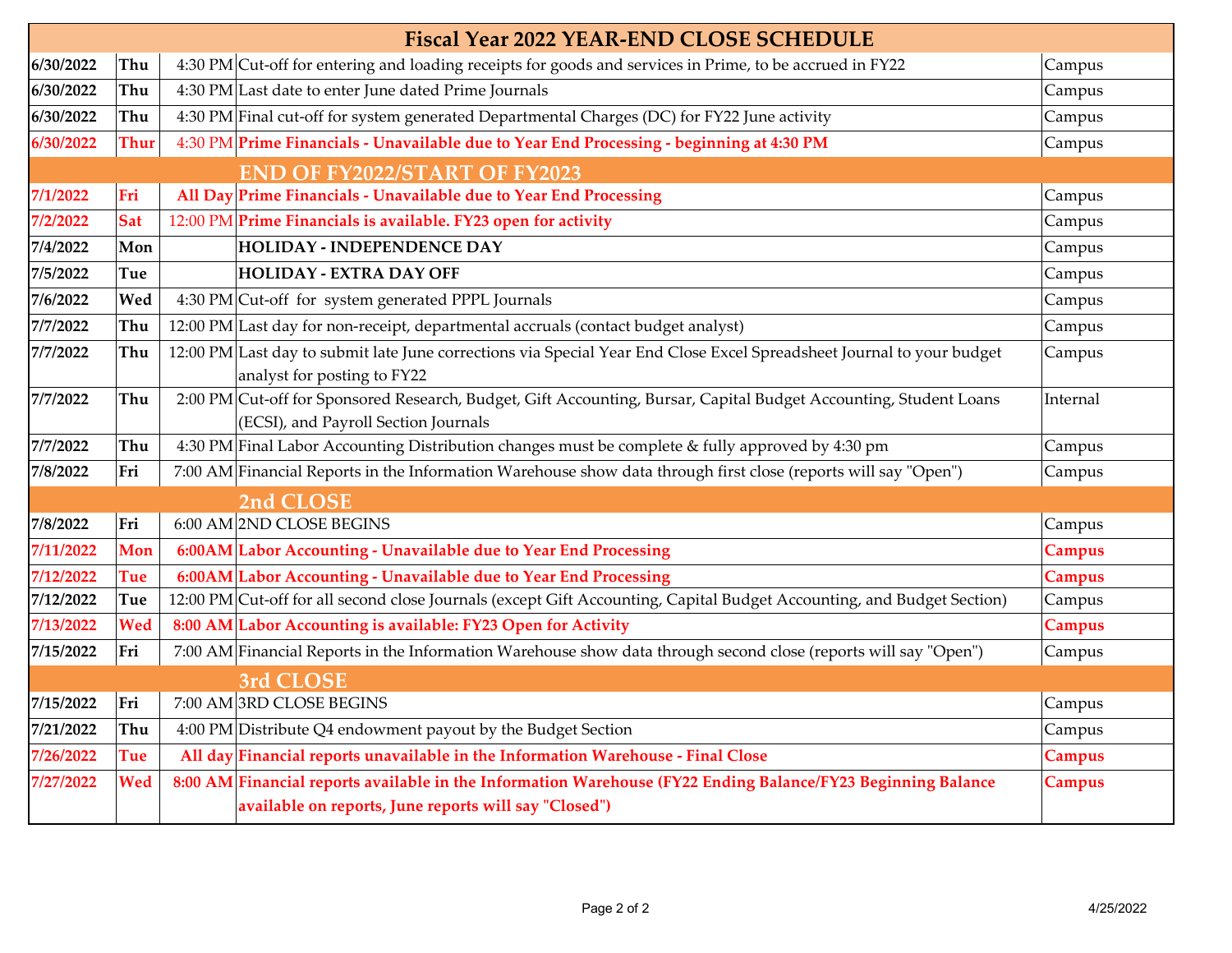| Fiscal Year 2022 YEAR-END CLOSE SCHEDULE | | | | |
|---|---|---|---|---|
| 6/30/2022 | Thu | 4:30 PM | Cut-off for entering and loading receipts for goods and services in Prime, to be accrued in FY22 | Campus |
| 6/30/2022 | Thu | 4:30 PM | Last date to enter June dated Prime Journals | Campus |
| 6/30/2022 | Thu | 4:30 PM | Final cut-off for system generated Departmental Charges (DC) for FY22 June activity | Campus |
| **6/30/2022** | **Thur** | 4:30 PM | **Prime Financials - Unavailable due to Year End Processing - beginning at 4:30 PM** | Campus |
| | | | **END OF FY2022/START OF FY2023** | |
| **7/1/2022** | **Fri** | **All Day** | **Prime Financials - Unavailable due to Year End Processing** | Campus |
| **7/2/2022** | **Sat** | 12:00 PM | **Prime Financials is available. FY23 open for activity** | Campus |
| 7/4/2022 | Mon | | **HOLIDAY - INDEPENDENCE DAY** | Campus |
| 7/5/2022 | Tue | | **HOLIDAY - EXTRA DAY OFF** | Campus |
| 7/6/2022 | Wed | 4:30 PM | Cut-off for system generated PPPL Journals | Campus |
| 7/7/2022 | Thu | 12:00 PM | Last day for non-receipt, departmental accruals (contact budget analyst) | Campus |
| 7/7/2022 | Thu | 12:00 PM | Last day to submit late June corrections via Special Year End Close Excel Spreadsheet Journal to your budget analyst for posting to FY22 | Campus |
| 7/7/2022 | Thu | 2:00 PM | Cut-off for Sponsored Research, Budget, Gift Accounting, Bursar, Capital Budget Accounting, Student Loans (ECSI), and Payroll Section Journals | Internal |
| 7/7/2022 | Thu | 4:30 PM | Final Labor Accounting Distribution changes must be complete & fully approved by 4:30 pm | Campus |
| 7/8/2022 | Fri | 7:00 AM | Financial Reports in the Information Warehouse show data through first close (reports will say "Open") | Campus |
| | | | **2nd CLOSE** | |
| 7/8/2022 | Fri | 6:00 AM | 2ND CLOSE BEGINS | Campus |
| **7/11/2022** | **Mon** | **6:00AM** | **Labor Accounting - Unavailable due to Year End Processing** | **Campus** |
| **7/12/2022** | **Tue** | **6:00AM** | **Labor Accounting - Unavailable due to Year End Processing** | **Campus** |
| 7/12/2022 | Tue | 12:00 PM | Cut-off for all second close Journals (except Gift Accounting, Capital Budget Accounting, and Budget Section) | Campus |
| **7/13/2022** | **Wed** | **8:00 AM** | **Labor Accounting is available: FY23 Open for Activity** | **Campus** |
| 7/15/2022 | Fri | 7:00 AM | Financial Reports in the Information Warehouse show data through second close (reports will say "Open") | Campus |
| | | | **3rd CLOSE** | |
| 7/15/2022 | Fri | 7:00 AM | 3RD CLOSE BEGINS | Campus |
| 7/21/2022 | Thu | 4:00 PM | Distribute Q4 endowment payout by the Budget Section | Campus |
| **7/26/2022** | **Tue** | **All day** | **Financial reports unavailable in the Information Warehouse - Final Close** | **Campus** |
| **7/27/2022** | **Wed** | **8:00 AM** | **Financial reports available in the Information Warehouse (FY22 Ending Balance/FY23 Beginning Balance available on reports, June reports will say "Closed")** | **Campus** |

4/25/2022